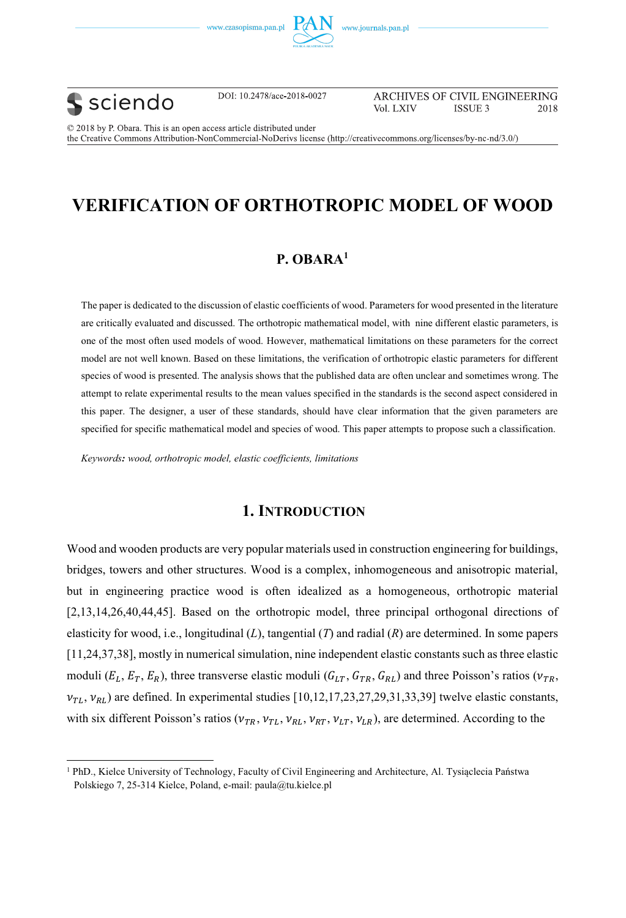DOI: 10.2478/ace-2018-0027

ARCHIVES OF CIVIL ENGINEERING
Vol. LXIV ISSUE 3 2018

© 2018 by P. Obara. This is an open access article distributed under the Creative Commons Attribution-NonCommercial-NoDerivs license (http://creativecommons.org/licenses/by-nc-nd/3.0/)

# VERIFICATION OF ORTHOTROPIC MODEL OF WOOD

## P. OBARA[1]

The paper is dedicated to the discussion of elastic coefficients of wood. Parameters for wood presented in the literature are critically evaluated and discussed. The orthotropic mathematical model, with nine different elastic parameters, is one of the most often used models of wood. However, mathematical limitations on these parameters for the correct model are not well known. Based on these limitations, the verification of orthotropic elastic parameters for different species of wood is presented. The analysis shows that the published data are often unclear and sometimes wrong. The attempt to relate experimental results to the mean values specified in the standards is the second aspect considered in this paper. The designer, a user of these standards, should have clear information that the given parameters are specified for specific mathematical model and species of wood. This paper attempts to propose such a classification.

*Keywords: wood, orthotropic model, elastic coefficients, limitations*

## 1. Introduction

Wood and wooden products are very popular materials used in construction engineering for buildings, bridges, towers and other structures. Wood is a complex, inhomogeneous and anisotropic material, but in engineering practice wood is often idealized as a homogeneous, orthotropic material [2,13,14,26,40,44,45]. Based on the orthotropic model, three principal orthogonal directions of elasticity for wood, i.e., longitudinal (*L*), tangential (*T*) and radial (*R*) are determined. In some papers [11,24,37,38], mostly in numerical simulation, nine independent elastic constants such as three elastic moduli ($E_L$, $E_T$, $E_R$), three transverse elastic moduli ($G_{LT}$, $G_{TR}$, $G_{RL}$) and three Poisson's ratios ($\nu_{TR}$, $\nu_{TL}$, $\nu_{RL}$) are defined. In experimental studies [10,12,17,23,27,29,31,33,39] twelve elastic constants, with six different Poisson's ratios ($\nu_{TR}$, $\nu_{TL}$, $\nu_{RL}$, $\nu_{RT}$, $\nu_{LT}$, $\nu_{LR}$), are determined. According to the

[1] PhD., Kielce University of Technology, Faculty of Civil Engineering and Architecture, Al. Tysiąclecia Państwa Polskiego 7, 25-314 Kielce, Poland, e-mail: paula@tu.kielce.pl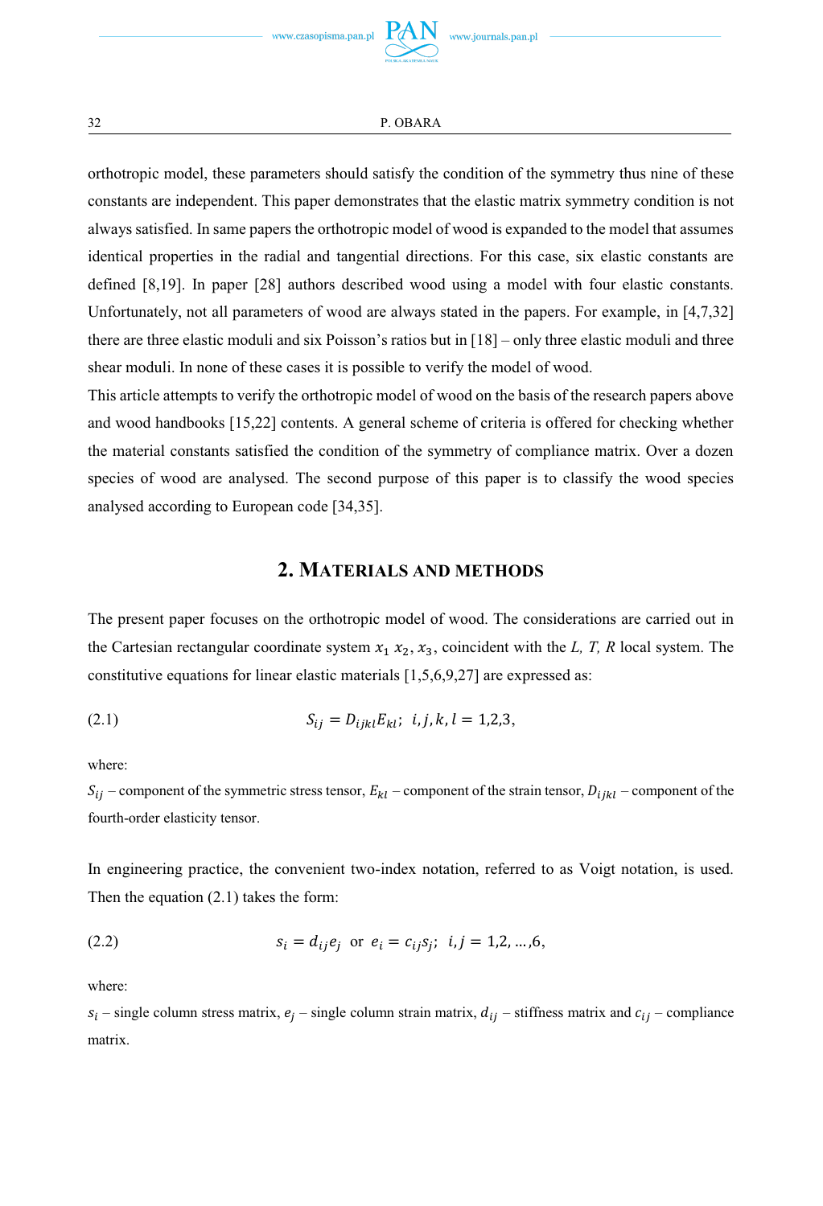orthotropic model, these parameters should satisfy the condition of the symmetry thus nine of these constants are independent. This paper demonstrates that the elastic matrix symmetry condition is not always satisfied. In same papers the orthotropic model of wood is expanded to the model that assumes identical properties in the radial and tangential directions. For this case, six elastic constants are defined [8,19]. In paper [28] authors described wood using a model with four elastic constants. Unfortunately, not all parameters of wood are always stated in the papers. For example, in [4,7,32] there are three elastic moduli and six Poisson's ratios but in [18] – only three elastic moduli and three shear moduli. In none of these cases it is possible to verify the model of wood.

This article attempts to verify the orthotropic model of wood on the basis of the research papers above and wood handbooks [15,22] contents. A general scheme of criteria is offered for checking whether the material constants satisfied the condition of the symmetry of compliance matrix. Over a dozen species of wood are analysed. The second purpose of this paper is to classify the wood species analysed according to European code [34,35].

## 2. Materials and methods

The present paper focuses on the orthotropic model of wood. The considerations are carried out in the Cartesian rectangular coordinate system $x_1$ $x_2$, $x_3$, coincident with the *L, T, R* local system. The constitutive equations for linear elastic materials [1,5,6,9,27] are expressed as:

$$S_{ij} = D_{ijkl}E_{kl}; \;\; i,j,k,l = 1,2,3, \tag{2.1}$$

where:

$S_{ij}$ – component of the symmetric stress tensor, $E_{kl}$ – component of the strain tensor, $D_{ijkl}$ – component of the fourth-order elasticity tensor.

In engineering practice, the convenient two-index notation, referred to as Voigt notation, is used. Then the equation (2.1) takes the form:

$$s_i = d_{ij}e_j \;\text{ or }\; e_i = c_{ij}s_j; \;\; i,j = 1,2,\ldots,6, \tag{2.2}$$

where:

$s_i$ – single column stress matrix, $e_j$ – single column strain matrix, $d_{ij}$ – stiffness matrix and $c_{ij}$ – compliance matrix.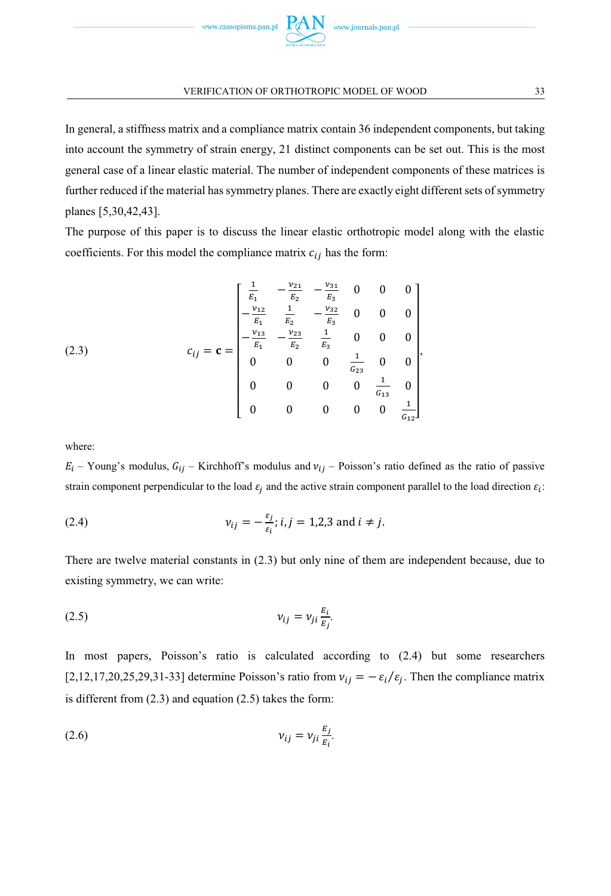In general, a stiffness matrix and a compliance matrix contain 36 independent components, but taking into account the symmetry of strain energy, 21 distinct components can be set out. This is the most general case of a linear elastic material. The number of independent components of these matrices is further reduced if the material has symmetry planes. There are exactly eight different sets of symmetry planes [5,30,42,43].

The purpose of this paper is to discuss the linear elastic orthotropic model along with the elastic coefficients. For this model the compliance matrix $c_{ij}$ has the form:

$$c_{ij} = \mathbf{c} = \begin{bmatrix} \frac{1}{E_1} & -\frac{\nu_{21}}{E_2} & -\frac{\nu_{31}}{E_3} & 0 & 0 & 0 \\ -\frac{\nu_{12}}{E_1} & \frac{1}{E_2} & -\frac{\nu_{32}}{E_3} & 0 & 0 & 0 \\ -\frac{\nu_{13}}{E_1} & -\frac{\nu_{23}}{E_2} & \frac{1}{E_3} & 0 & 0 & 0 \\ 0 & 0 & 0 & \frac{1}{G_{23}} & 0 & 0 \\ 0 & 0 & 0 & 0 & \frac{1}{G_{13}} & 0 \\ 0 & 0 & 0 & 0 & 0 & \frac{1}{G_{12}} \end{bmatrix}, \tag{2.3}$$

where:

$E_i$ – Young's modulus, $G_{ij}$ – Kirchhoff's modulus and $\nu_{ij}$ – Poisson's ratio defined as the ratio of passive strain component perpendicular to the load $\varepsilon_j$ and the active strain component parallel to the load direction $\varepsilon_i$:

$$\nu_{ij} = -\frac{\varepsilon_j}{\varepsilon_i};\ i,j = 1,2,3 \text{ and } i \neq j. \tag{2.4}$$

There are twelve material constants in (2.3) but only nine of them are independent because, due to existing symmetry, we can write:

$$\nu_{ij} = \nu_{ji}\frac{E_i}{E_j}. \tag{2.5}$$

In most papers, Poisson's ratio is calculated according to (2.4) but some researchers [2,12,17,20,25,29,31-33] determine Poisson's ratio from $\nu_{ij} = -\varepsilon_i/\varepsilon_j$. Then the compliance matrix is different from (2.3) and equation (2.5) takes the form:

$$\nu_{ij} = \nu_{ji}\frac{E_j}{E_i}. \tag{2.6}$$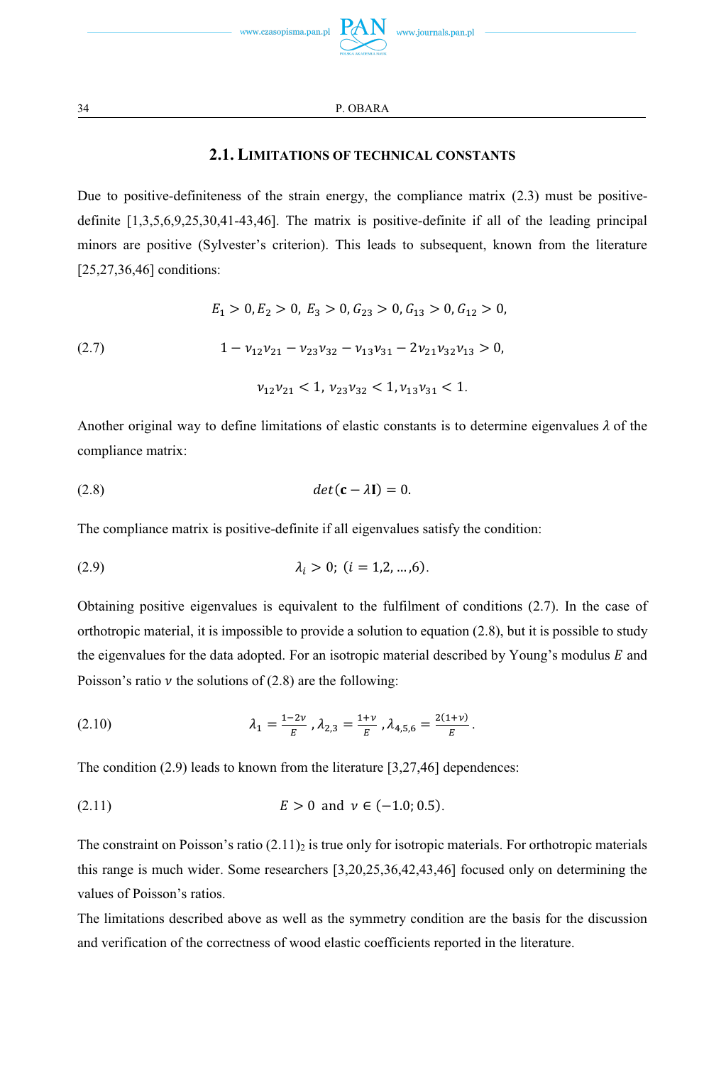### 2.1. LIMITATIONS OF TECHNICAL CONSTANTS

Due to positive-definiteness of the strain energy, the compliance matrix (2.3) must be positive-definite [1,3,5,6,9,25,30,41-43,46]. The matrix is positive-definite if all of the leading principal minors are positive (Sylvester's criterion). This leads to subsequent, known from the literature [25,27,36,46] conditions:

$$E_1 > 0, E_2 > 0,\ E_3 > 0, G_{23} > 0, G_{13} > 0, G_{12} > 0,$$

$$1 - \nu_{12}\nu_{21} - \nu_{23}\nu_{32} - \nu_{13}\nu_{31} - 2\nu_{21}\nu_{32}\nu_{13} > 0, \tag{2.7}$$

$$\nu_{12}\nu_{21} < 1,\ \nu_{23}\nu_{32} < 1, \nu_{13}\nu_{31} < 1.$$

Another original way to define limitations of elastic constants is to determine eigenvalues $\lambda$ of the compliance matrix:

$$det(\mathbf{c} - \lambda\mathbf{I}) = 0. \tag{2.8}$$

The compliance matrix is positive-definite if all eigenvalues satisfy the condition:

$$\lambda_i > 0;\ (i = 1,2, \ldots, 6). \tag{2.9}$$

Obtaining positive eigenvalues is equivalent to the fulfilment of conditions (2.7). In the case of orthotropic material, it is impossible to provide a solution to equation (2.8), but it is possible to study the eigenvalues for the data adopted. For an isotropic material described by Young's modulus $E$ and Poisson's ratio $\nu$ the solutions of (2.8) are the following:

$$\lambda_1 = \frac{1-2\nu}{E}, \lambda_{2,3} = \frac{1+\nu}{E}, \lambda_{4,5,6} = \frac{2(1+\nu)}{E}. \tag{2.10}$$

The condition (2.9) leads to known from the literature [3,27,46] dependences:

$$E > 0 \text{ and } \nu \in (-1.0; 0.5). \tag{2.11}$$

The constraint on Poisson's ratio $(2.11)_2$ is true only for isotropic materials. For orthotropic materials this range is much wider. Some researchers [3,20,25,36,42,43,46] focused only on determining the values of Poisson's ratios.

The limitations described above as well as the symmetry condition are the basis for the discussion and verification of the correctness of wood elastic coefficients reported in the literature.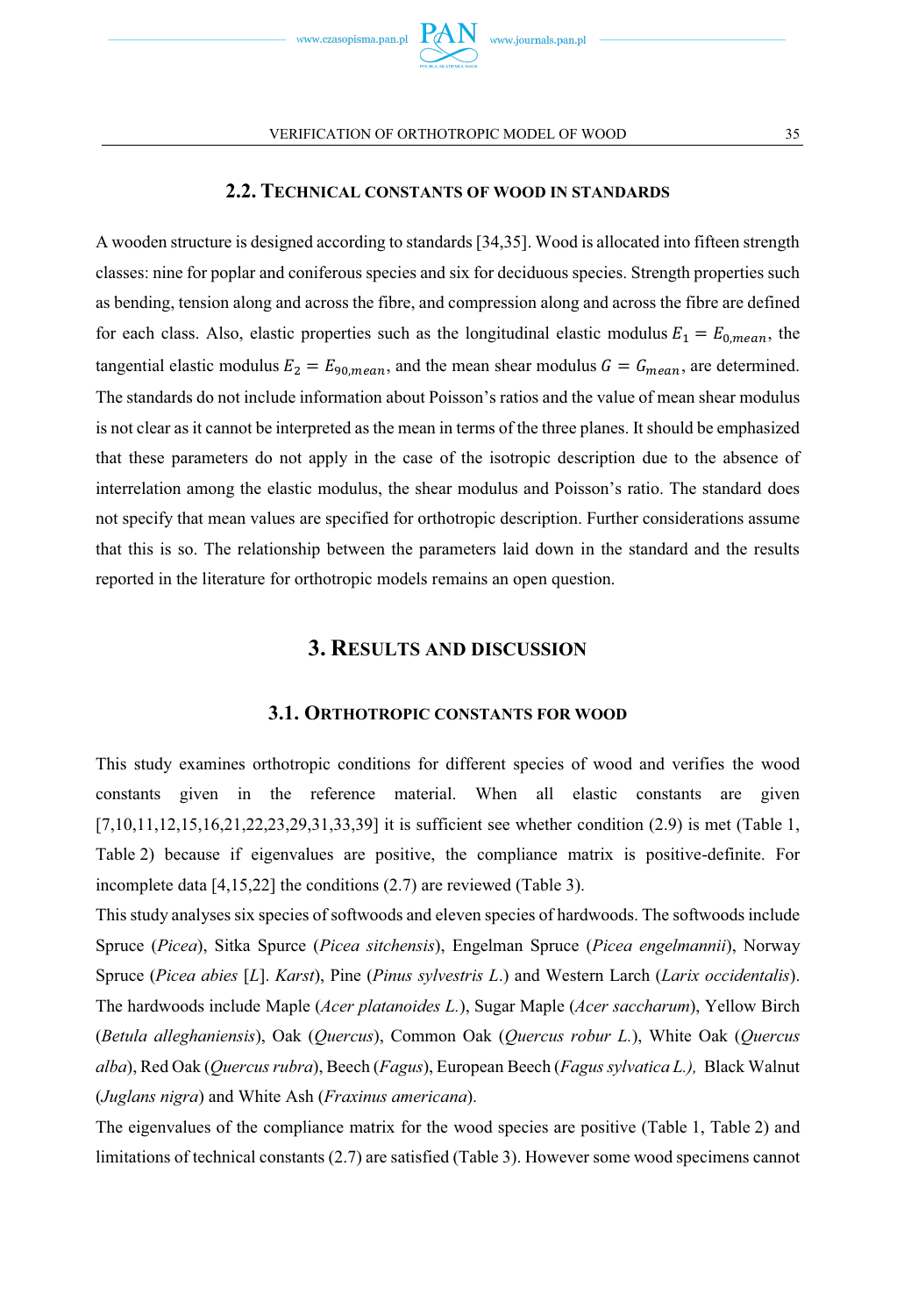### 2.2. Technical constants of wood in standards

A wooden structure is designed according to standards [34,35]. Wood is allocated into fifteen strength classes: nine for poplar and coniferous species and six for deciduous species. Strength properties such as bending, tension along and across the fibre, and compression along and across the fibre are defined for each class. Also, elastic properties such as the longitudinal elastic modulus $E_1 = E_{0,mean}$, the tangential elastic modulus $E_2 = E_{90,mean}$, and the mean shear modulus $G = G_{mean}$, are determined. The standards do not include information about Poisson's ratios and the value of mean shear modulus is not clear as it cannot be interpreted as the mean in terms of the three planes. It should be emphasized that these parameters do not apply in the case of the isotropic description due to the absence of interrelation among the elastic modulus, the shear modulus and Poisson's ratio. The standard does not specify that mean values are specified for orthotropic description. Further considerations assume that this is so. The relationship between the parameters laid down in the standard and the results reported in the literature for orthotropic models remains an open question.

## 3. Results and discussion

### 3.1. Orthotropic constants for wood

This study examines orthotropic conditions for different species of wood and verifies the wood constants given in the reference material. When all elastic constants are given [7,10,11,12,15,16,21,22,23,29,31,33,39] it is sufficient see whether condition (2.9) is met (Table 1, Table 2) because if eigenvalues are positive, the compliance matrix is positive-definite. For incomplete data [4,15,22] the conditions (2.7) are reviewed (Table 3).

This study analyses six species of softwoods and eleven species of hardwoods. The softwoods include Spruce (*Picea*), Sitka Spurce (*Picea sitchensis*), Engelman Spruce (*Picea engelmannii*), Norway Spruce (*Picea abies* [*L*]. *Karst*), Pine (*Pinus sylvestris L.*) and Western Larch (*Larix occidentalis*). The hardwoods include Maple (*Acer platanoides L.*), Sugar Maple (*Acer saccharum*), Yellow Birch (*Betula alleghaniensis*), Oak (*Quercus*), Common Oak (*Quercus robur L.*), White Oak (*Quercus alba*), Red Oak (*Quercus rubra*), Beech (*Fagus*), European Beech (*Fagus sylvatica L.),* Black Walnut (*Juglans nigra*) and White Ash (*Fraxinus americana*).

The eigenvalues of the compliance matrix for the wood species are positive (Table 1, Table 2) and limitations of technical constants (2.7) are satisfied (Table 3). However some wood specimens cannot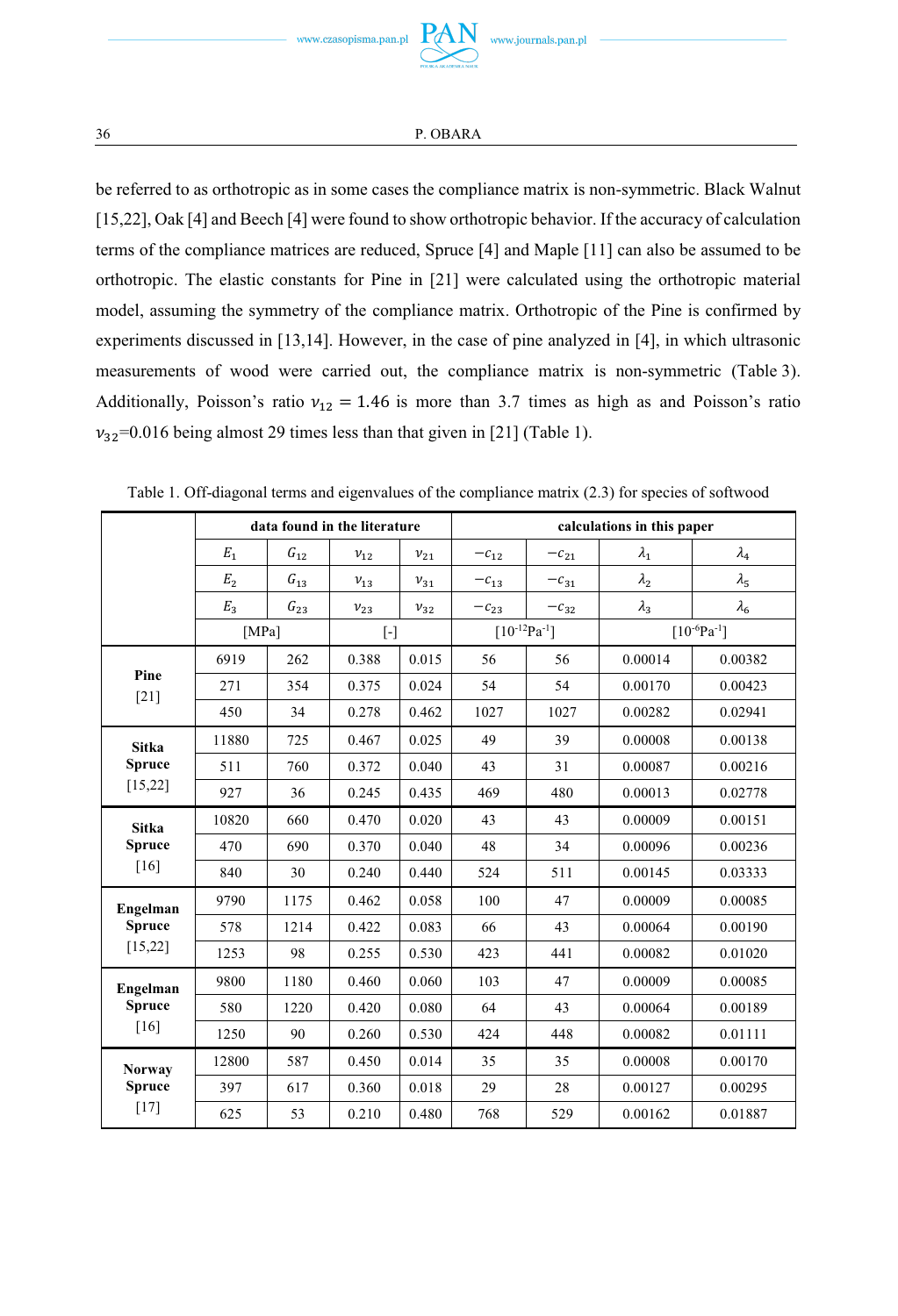be referred to as orthotropic as in some cases the compliance matrix is non-symmetric. Black Walnut [15,22], Oak [4] and Beech [4] were found to show orthotropic behavior. If the accuracy of calculation terms of the compliance matrices are reduced, Spruce [4] and Maple [11] can also be assumed to be orthotropic. The elastic constants for Pine in [21] were calculated using the orthotropic material model, assuming the symmetry of the compliance matrix. Orthotropic of the Pine is confirmed by experiments discussed in [13,14]. However, in the case of pine analyzed in [4], in which ultrasonic measurements of wood were carried out, the compliance matrix is non-symmetric (Table 3). Additionally, Poisson's ratio $\nu_{12} = 1.46$ is more than 3.7 times as high as and Poisson's ratio $\nu_{32}$=0.016 being almost 29 times less than that given in [21] (Table 1).

Table 1. Off-diagonal terms and eigenvalues of the compliance matrix (2.3) for species of softwood

| | data found in the literature | | | | calculations in this paper | | | |
|---|---|---|---|---|---|---|---|---|
| | $E_1$ | $G_{12}$ | $\nu_{12}$ | $\nu_{21}$ | $-c_{12}$ | $-c_{21}$ | $\lambda_1$ | $\lambda_4$ |
| | $E_2$ | $G_{13}$ | $\nu_{13}$ | $\nu_{31}$ | $-c_{13}$ | $-c_{31}$ | $\lambda_2$ | $\lambda_5$ |
| | $E_3$ | $G_{23}$ | $\nu_{23}$ | $\nu_{32}$ | $-c_{23}$ | $-c_{32}$ | $\lambda_3$ | $\lambda_6$ |
| | [MPa] | | [-] | | [$10^{-12}$Pa$^{-1}$] | | [$10^{-6}$Pa$^{-1}$] | |
| **Pine** [21] | 6919 | 262 | 0.388 | 0.015 | 56 | 56 | 0.00014 | 0.00382 |
| | 271 | 354 | 0.375 | 0.024 | 54 | 54 | 0.00170 | 0.00423 |
| | 450 | 34 | 0.278 | 0.462 | 1027 | 1027 | 0.00282 | 0.02941 |
| **Sitka Spruce** [15,22] | 11880 | 725 | 0.467 | 0.025 | 49 | 39 | 0.00008 | 0.00138 |
| | 511 | 760 | 0.372 | 0.040 | 43 | 31 | 0.00087 | 0.00216 |
| | 927 | 36 | 0.245 | 0.435 | 469 | 480 | 0.00013 | 0.02778 |
| **Sitka Spruce** [16] | 10820 | 660 | 0.470 | 0.020 | 43 | 43 | 0.00009 | 0.00151 |
| | 470 | 690 | 0.370 | 0.040 | 48 | 34 | 0.00096 | 0.00236 |
| | 840 | 30 | 0.240 | 0.440 | 524 | 511 | 0.00145 | 0.03333 |
| **Engelman Spruce** [15,22] | 9790 | 1175 | 0.462 | 0.058 | 100 | 47 | 0.00009 | 0.00085 |
| | 578 | 1214 | 0.422 | 0.083 | 66 | 43 | 0.00064 | 0.00190 |
| | 1253 | 98 | 0.255 | 0.530 | 423 | 441 | 0.00082 | 0.01020 |
| **Engelman Spruce** [16] | 9800 | 1180 | 0.460 | 0.060 | 103 | 47 | 0.00009 | 0.00085 |
| | 580 | 1220 | 0.420 | 0.080 | 64 | 43 | 0.00064 | 0.00189 |
| | 1250 | 90 | 0.260 | 0.530 | 424 | 448 | 0.00082 | 0.01111 |
| **Norway Spruce** [17] | 12800 | 587 | 0.450 | 0.014 | 35 | 35 | 0.00008 | 0.00170 |
| | 397 | 617 | 0.360 | 0.018 | 29 | 28 | 0.00127 | 0.00295 |
| | 625 | 53 | 0.210 | 0.480 | 768 | 529 | 0.00162 | 0.01887 |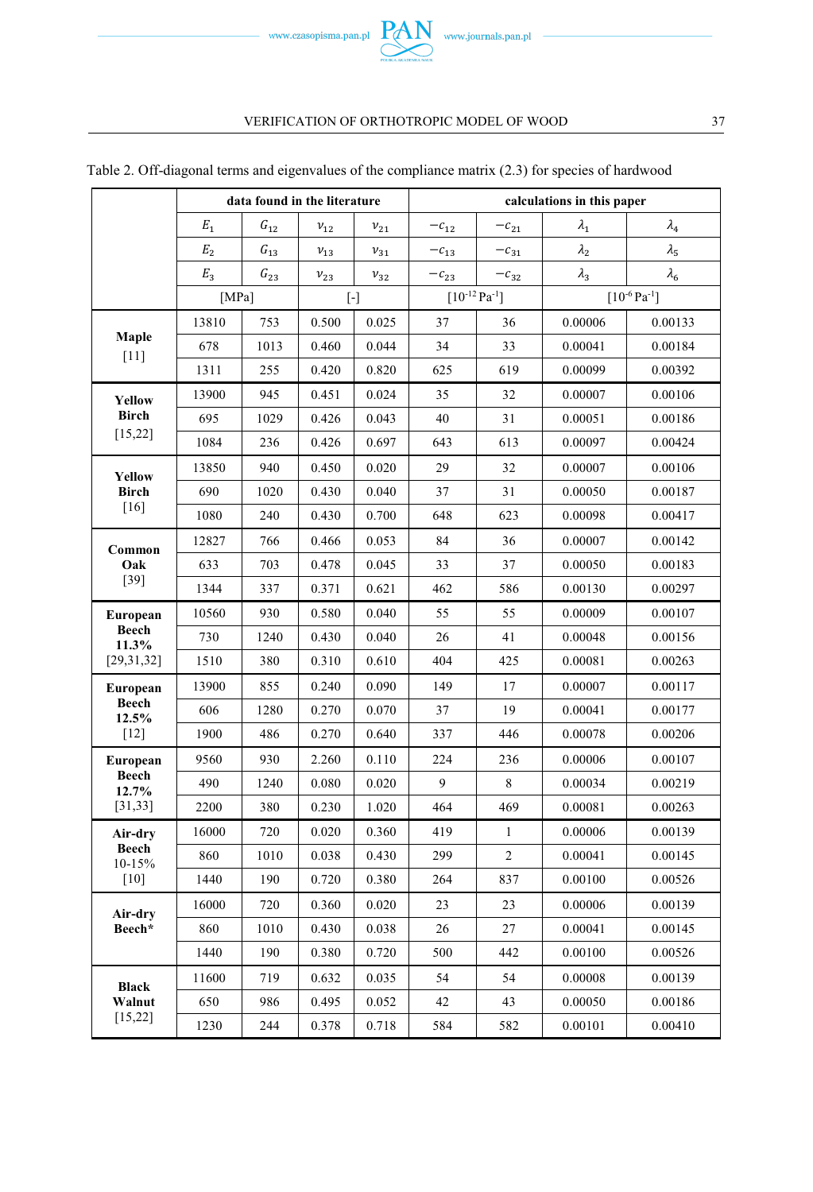Table 2. Off-diagonal terms and eigenvalues of the compliance matrix (2.3) for species of hardwood

| | data found in the literature | | | | calculations in this paper | | | |
|---|---|---|---|---|---|---|---|---|
| | $E_1$ | $G_{12}$ | $\nu_{12}$ | $\nu_{21}$ | $-c_{12}$ | $-c_{21}$ | $\lambda_1$ | $\lambda_4$ |
| | $E_2$ | $G_{13}$ | $\nu_{13}$ | $\nu_{31}$ | $-c_{13}$ | $-c_{31}$ | $\lambda_2$ | $\lambda_5$ |
| | $E_3$ | $G_{23}$ | $\nu_{23}$ | $\nu_{32}$ | $-c_{23}$ | $-c_{32}$ | $\lambda_3$ | $\lambda_6$ |
| | [MPa] | | [-] | | [$10^{-12}$ Pa$^{-1}$] | | [$10^{-6}$ Pa$^{-1}$] | |
| **Maple** [11] | 13810 | 753 | 0.500 | 0.025 | 37 | 36 | 0.00006 | 0.00133 |
| | 678 | 1013 | 0.460 | 0.044 | 34 | 33 | 0.00041 | 0.00184 |
| | 1311 | 255 | 0.420 | 0.820 | 625 | 619 | 0.00099 | 0.00392 |
| **Yellow Birch** [15,22] | 13900 | 945 | 0.451 | 0.024 | 35 | 32 | 0.00007 | 0.00106 |
| | 695 | 1029 | 0.426 | 0.043 | 40 | 31 | 0.00051 | 0.00186 |
| | 1084 | 236 | 0.426 | 0.697 | 643 | 613 | 0.00097 | 0.00424 |
| **Yellow Birch** [16] | 13850 | 940 | 0.450 | 0.020 | 29 | 32 | 0.00007 | 0.00106 |
| | 690 | 1020 | 0.430 | 0.040 | 37 | 31 | 0.00050 | 0.00187 |
| | 1080 | 240 | 0.430 | 0.700 | 648 | 623 | 0.00098 | 0.00417 |
| **Common Oak** [39] | 12827 | 766 | 0.466 | 0.053 | 84 | 36 | 0.00007 | 0.00142 |
| | 633 | 703 | 0.478 | 0.045 | 33 | 37 | 0.00050 | 0.00183 |
| | 1344 | 337 | 0.371 | 0.621 | 462 | 586 | 0.00130 | 0.00297 |
| **European Beech 11.3%** [29,31,32] | 10560 | 930 | 0.580 | 0.040 | 55 | 55 | 0.00009 | 0.00107 |
| | 730 | 1240 | 0.430 | 0.040 | 26 | 41 | 0.00048 | 0.00156 |
| | 1510 | 380 | 0.310 | 0.610 | 404 | 425 | 0.00081 | 0.00263 |
| **European Beech 12.5%** [12] | 13900 | 855 | 0.240 | 0.090 | 149 | 17 | 0.00007 | 0.00117 |
| | 606 | 1280 | 0.270 | 0.070 | 37 | 19 | 0.00041 | 0.00177 |
| | 1900 | 486 | 0.270 | 0.640 | 337 | 446 | 0.00078 | 0.00206 |
| **European Beech 12.7%** [31,33] | 9560 | 930 | 2.260 | 0.110 | 224 | 236 | 0.00006 | 0.00107 |
| | 490 | 1240 | 0.080 | 0.020 | 9 | 8 | 0.00034 | 0.00219 |
| | 2200 | 380 | 0.230 | 1.020 | 464 | 469 | 0.00081 | 0.00263 |
| **Air-dry Beech** 10-15% [10] | 16000 | 720 | 0.020 | 0.360 | 419 | 1 | 0.00006 | 0.00139 |
| | 860 | 1010 | 0.038 | 0.430 | 299 | 2 | 0.00041 | 0.00145 |
| | 1440 | 190 | 0.720 | 0.380 | 264 | 837 | 0.00100 | 0.00526 |
| **Air-dry Beech*** | 16000 | 720 | 0.360 | 0.020 | 23 | 23 | 0.00006 | 0.00139 |
| | 860 | 1010 | 0.430 | 0.038 | 26 | 27 | 0.00041 | 0.00145 |
| | 1440 | 190 | 0.380 | 0.720 | 500 | 442 | 0.00100 | 0.00526 |
| **Black Walnut** [15,22] | 11600 | 719 | 0.632 | 0.035 | 54 | 54 | 0.00008 | 0.00139 |
| | 650 | 986 | 0.495 | 0.052 | 42 | 43 | 0.00050 | 0.00186 |
| | 1230 | 244 | 0.378 | 0.718 | 584 | 582 | 0.00101 | 0.00410 |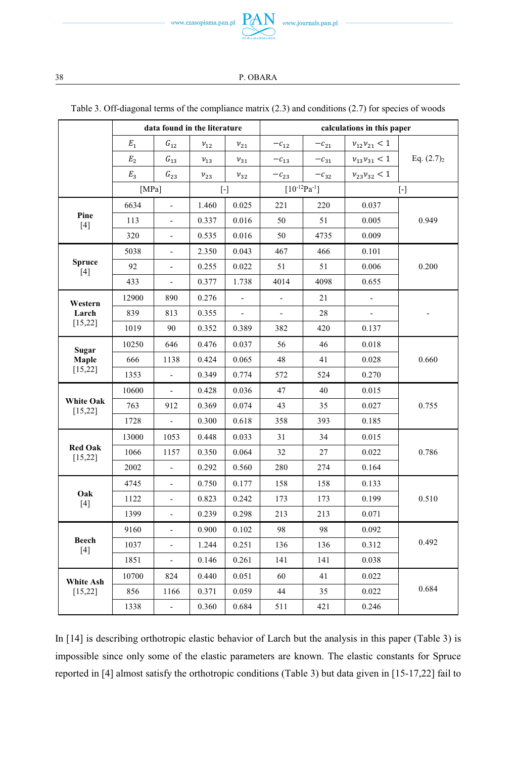Table 3. Off-diagonal terms of the compliance matrix (2.3) and conditions (2.7) for species of woods

| | data found in the literature | | | | calculations in this paper | | | |
|---|---|---|---|---|---|---|---|---|
| | $E_1$ | $G_{12}$ | $\nu_{12}$ | $\nu_{21}$ | $-c_{12}$ | $-c_{21}$ | $\nu_{12}\nu_{21} < 1$ | Eq. (2.7)$_2$ |
| | $E_2$ | $G_{13}$ | $\nu_{13}$ | $\nu_{31}$ | $-c_{13}$ | $-c_{31}$ | $\nu_{13}\nu_{31} < 1$ | |
| | $E_3$ | $G_{23}$ | $\nu_{23}$ | $\nu_{32}$ | $-c_{23}$ | $-c_{32}$ | $\nu_{23}\nu_{32} < 1$ | |
| | [MPa] | | [-] | | [$10^{-12}$Pa$^{-1}$] | | [-] | |
| **Pine** [4] | 6634 | - | 1.460 | 0.025 | 221 | 220 | 0.037 | 0.949 |
| | 113 | - | 0.337 | 0.016 | 50 | 51 | 0.005 | |
| | 320 | - | 0.535 | 0.016 | 50 | 4735 | 0.009 | |
| **Spruce** [4] | 5038 | - | 2.350 | 0.043 | 467 | 466 | 0.101 | 0.200 |
| | 92 | - | 0.255 | 0.022 | 51 | 51 | 0.006 | |
| | 433 | - | 0.377 | 1.738 | 4014 | 4098 | 0.655 | |
| **Western Larch** [15,22] | 12900 | 890 | 0.276 | - | - | 21 | - | - |
| | 839 | 813 | 0.355 | - | - | 28 | - | |
| | 1019 | 90 | 0.352 | 0.389 | 382 | 420 | 0.137 | |
| **Sugar Maple** [15,22] | 10250 | 646 | 0.476 | 0.037 | 56 | 46 | 0.018 | 0.660 |
| | 666 | 1138 | 0.424 | 0.065 | 48 | 41 | 0.028 | |
| | 1353 | - | 0.349 | 0.774 | 572 | 524 | 0.270 | |
| **White Oak** [15,22] | 10600 | - | 0.428 | 0.036 | 47 | 40 | 0.015 | 0.755 |
| | 763 | 912 | 0.369 | 0.074 | 43 | 35 | 0.027 | |
| | 1728 | - | 0.300 | 0.618 | 358 | 393 | 0.185 | |
| **Red Oak** [15,22] | 13000 | 1053 | 0.448 | 0.033 | 31 | 34 | 0.015 | 0.786 |
| | 1066 | 1157 | 0.350 | 0.064 | 32 | 27 | 0.022 | |
| | 2002 | - | 0.292 | 0.560 | 280 | 274 | 0.164 | |
| **Oak** [4] | 4745 | - | 0.750 | 0.177 | 158 | 158 | 0.133 | 0.510 |
| | 1122 | - | 0.823 | 0.242 | 173 | 173 | 0.199 | |
| | 1399 | - | 0.239 | 0.298 | 213 | 213 | 0.071 | |
| **Beech** [4] | 9160 | - | 0.900 | 0.102 | 98 | 98 | 0.092 | 0.492 |
| | 1037 | - | 1.244 | 0.251 | 136 | 136 | 0.312 | |
| | 1851 | - | 0.146 | 0.261 | 141 | 141 | 0.038 | |
| **White Ash** [15,22] | 10700 | 824 | 0.440 | 0.051 | 60 | 41 | 0.022 | 0.684 |
| | 856 | 1166 | 0.371 | 0.059 | 44 | 35 | 0.022 | |
| | 1338 | - | 0.360 | 0.684 | 511 | 421 | 0.246 | |

In [14] is describing orthotropic elastic behavior of Larch but the analysis in this paper (Table 3) is impossible since only some of the elastic parameters are known. The elastic constants for Spruce reported in [4] almost satisfy the orthotropic conditions (Table 3) but data given in [15-17,22] fail to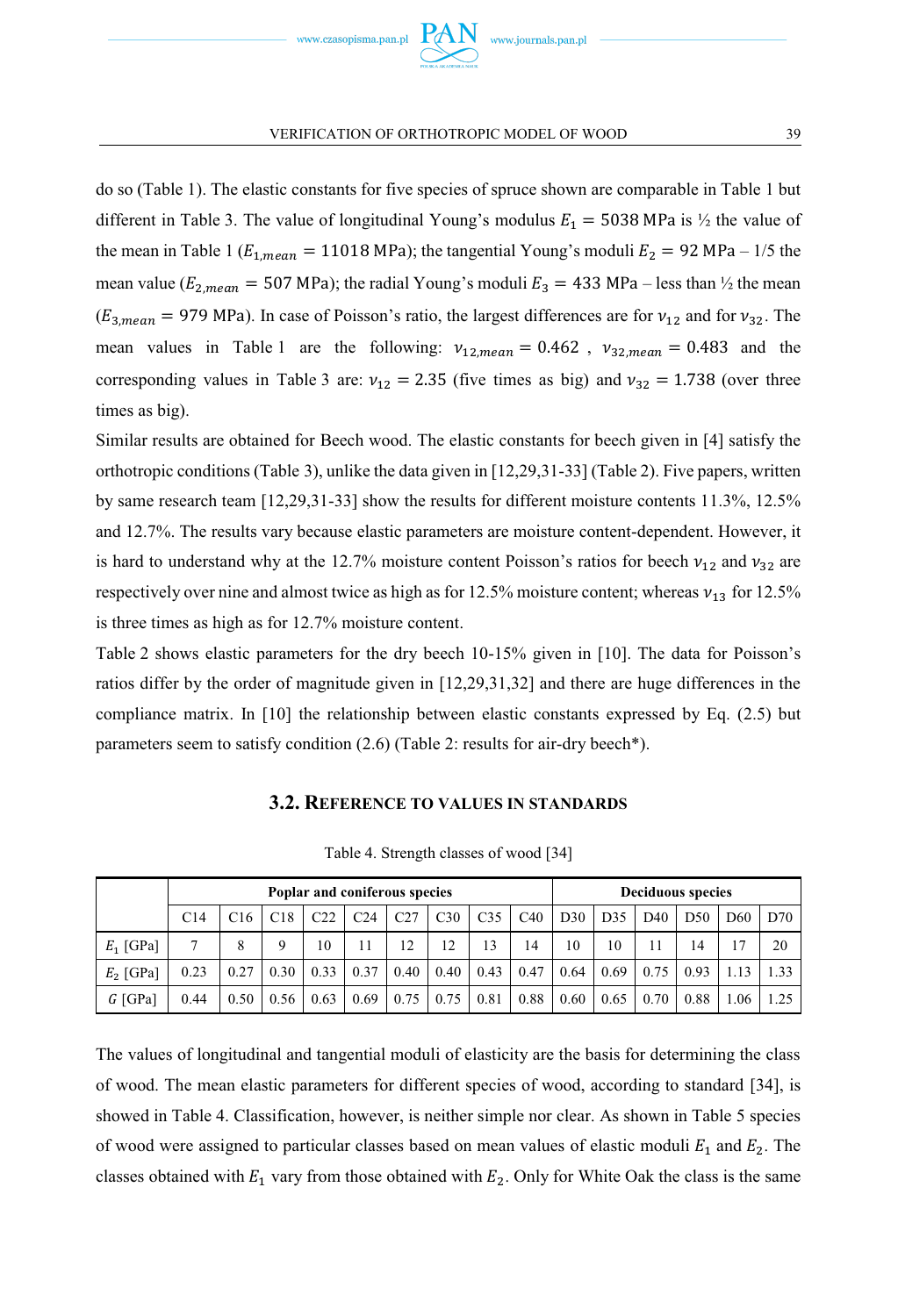do so (Table 1). The elastic constants for five species of spruce shown are comparable in Table 1 but different in Table 3. The value of longitudinal Young's modulus $E_1 = 5038$ MPa is ½ the value of the mean in Table 1 ($E_{1,mean} = 11018$ MPa); the tangential Young's moduli $E_2 = 92$ MPa – 1/5 the mean value ($E_{2,mean} = 507$ MPa); the radial Young's moduli $E_3 = 433$ MPa – less than ½ the mean ($E_{3,mean} = 979$ MPa). In case of Poisson's ratio, the largest differences are for $\nu_{12}$ and for $\nu_{32}$. The mean values in Table 1 are the following: $\nu_{12,mean} = 0.462$ , $\nu_{32,mean} = 0.483$ and the corresponding values in Table 3 are: $\nu_{12} = 2.35$ (five times as big) and $\nu_{32} = 1.738$ (over three times as big).

Similar results are obtained for Beech wood. The elastic constants for beech given in [4] satisfy the orthotropic conditions (Table 3), unlike the data given in [12,29,31-33] (Table 2). Five papers, written by same research team [12,29,31-33] show the results for different moisture contents 11.3%, 12.5% and 12.7%. The results vary because elastic parameters are moisture content-dependent. However, it is hard to understand why at the 12.7% moisture content Poisson's ratios for beech $\nu_{12}$ and $\nu_{32}$ are respectively over nine and almost twice as high as for 12.5% moisture content; whereas $\nu_{13}$ for 12.5% is three times as high as for 12.7% moisture content.

Table 2 shows elastic parameters for the dry beech 10-15% given in [10]. The data for Poisson's ratios differ by the order of magnitude given in [12,29,31,32] and there are huge differences in the compliance matrix. In [10] the relationship between elastic constants expressed by Eq. (2.5) but parameters seem to satisfy condition (2.6) (Table 2: results for air-dry beech*).

### 3.2. Reference to values in standards

Table 4. Strength classes of wood [34]

| | Poplar and coniferous species | | | | | | | | | Deciduous species | | | | | |
|---|---|---|---|---|---|---|---|---|---|---|---|---|---|---|---|
| | C14 | C16 | C18 | C22 | C24 | C27 | C30 | C35 | C40 | D30 | D35 | D40 | D50 | D60 | D70 |
| $E_1$ [GPa] | 7 | 8 | 9 | 10 | 11 | 12 | 12 | 13 | 14 | 10 | 10 | 11 | 14 | 17 | 20 |
| $E_2$ [GPa] | 0.23 | 0.27 | 0.30 | 0.33 | 0.37 | 0.40 | 0.40 | 0.43 | 0.47 | 0.64 | 0.69 | 0.75 | 0.93 | 1.13 | 1.33 |
| $G$ [GPa] | 0.44 | 0.50 | 0.56 | 0.63 | 0.69 | 0.75 | 0.75 | 0.81 | 0.88 | 0.60 | 0.65 | 0.70 | 0.88 | 1.06 | 1.25 |

The values of longitudinal and tangential moduli of elasticity are the basis for determining the class of wood. The mean elastic parameters for different species of wood, according to standard [34], is showed in Table 4. Classification, however, is neither simple nor clear. As shown in Table 5 species of wood were assigned to particular classes based on mean values of elastic moduli $E_1$ and $E_2$. The classes obtained with $E_1$ vary from those obtained with $E_2$. Only for White Oak the class is the same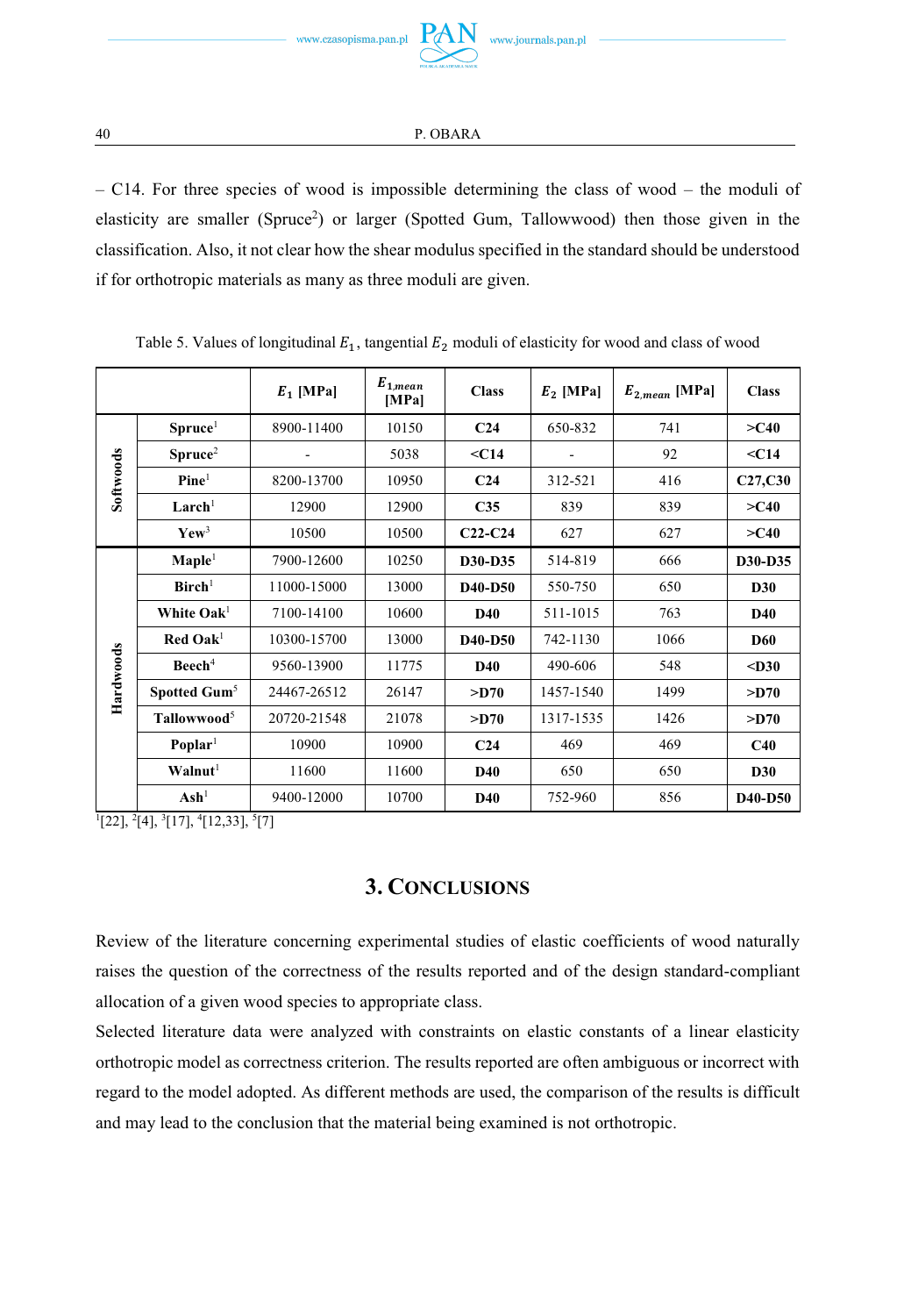– C14. For three species of wood is impossible determining the class of wood – the moduli of elasticity are smaller (Spruce[2]) or larger (Spotted Gum, Tallowwood) then those given in the classification. Also, it not clear how the shear modulus specified in the standard should be understood if for orthotropic materials as many as three moduli are given.

Table 5. Values of longitudinal $E_1$, tangential $E_2$ moduli of elasticity for wood and class of wood

| | | $E_1$ [MPa] | $E_{1,mean}$ [MPa] | Class | $E_2$ [MPa] | $E_{2,mean}$ [MPa] | Class |
|---|---|---|---|---|---|---|---|
| Softwoods | **Spruce**[1] | 8900-11400 | 10150 | **C24** | 650-832 | 741 | **>C40** |
| | **Spruce**[2] | - | 5038 | **<C14** | - | 92 | **<C14** |
| | **Pine**[1] | 8200-13700 | 10950 | **C24** | 312-521 | 416 | **C27,C30** |
| | **Larch**[1] | 12900 | 12900 | **C35** | 839 | 839 | **>C40** |
| | **Yew**[3] | 10500 | 10500 | **C22-C24** | 627 | 627 | **>C40** |
| Hardwoods | **Maple**[1] | 7900-12600 | 10250 | **D30-D35** | 514-819 | 666 | **D30-D35** |
| | **Birch**[1] | 11000-15000 | 13000 | **D40-D50** | 550-750 | 650 | **D30** |
| | **White Oak**[1] | 7100-14100 | 10600 | **D40** | 511-1015 | 763 | **D40** |
| | **Red Oak**[1] | 10300-15700 | 13000 | **D40-D50** | 742-1130 | 1066 | **D60** |
| | **Beech**[4] | 9560-13900 | 11775 | **D40** | 490-606 | 548 | **<D30** |
| | **Spotted Gum**[5] | 24467-26512 | 26147 | **>D70** | 1457-1540 | 1499 | **>D70** |
| | **Tallowwood**[5] | 20720-21548 | 21078 | **>D70** | 1317-1535 | 1426 | **>D70** |
| | **Poplar**[1] | 10900 | 10900 | **C24** | 469 | 469 | **C40** |
| | **Walnut**[1] | 11600 | 11600 | **D40** | 650 | 650 | **D30** |
| | **Ash**[1] | 9400-12000 | 10700 | **D40** | 752-960 | 856 | **D40-D50** |

[1][22], [2][4], [3][17], [4][12,33], [5][7]

## 3. Conclusions

Review of the literature concerning experimental studies of elastic coefficients of wood naturally raises the question of the correctness of the results reported and of the design standard-compliant allocation of a given wood species to appropriate class.

Selected literature data were analyzed with constraints on elastic constants of a linear elasticity orthotropic model as correctness criterion. The results reported are often ambiguous or incorrect with regard to the model adopted. As different methods are used, the comparison of the results is difficult and may lead to the conclusion that the material being examined is not orthotropic.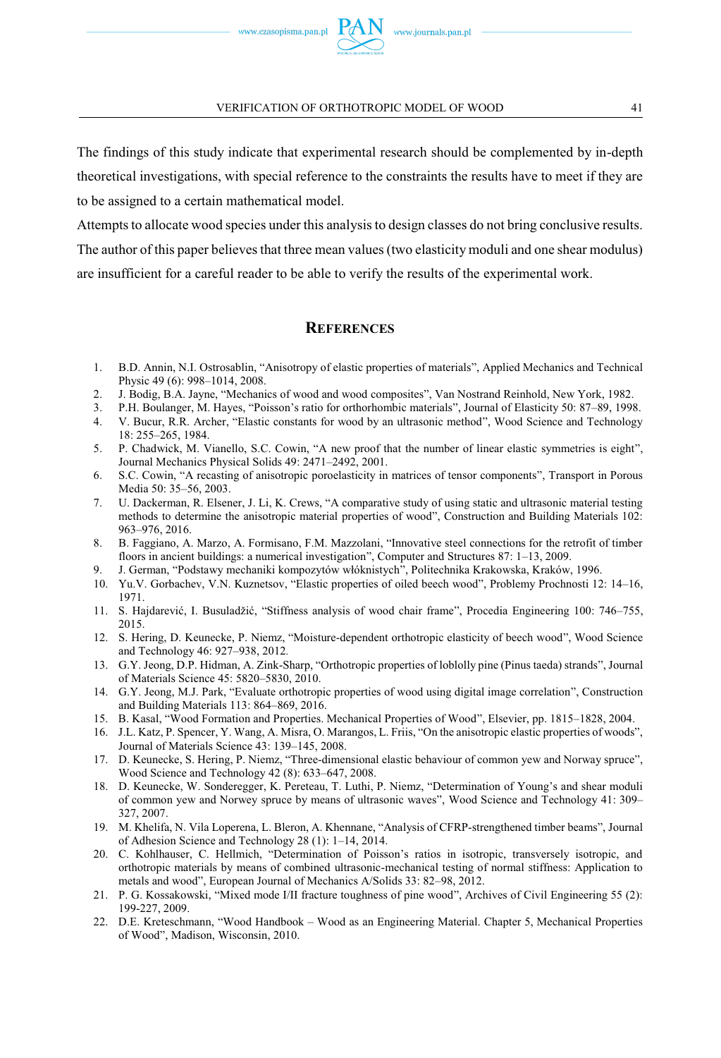The findings of this study indicate that experimental research should be complemented by in-depth theoretical investigations, with special reference to the constraints the results have to meet if they are to be assigned to a certain mathematical model.

Attempts to allocate wood species under this analysis to design classes do not bring conclusive results. The author of this paper believes that three mean values (two elasticity moduli and one shear modulus) are insufficient for a careful reader to be able to verify the results of the experimental work.

## References

1. B.D. Annin, N.I. Ostrosablin, "Anisotropy of elastic properties of materials", Applied Mechanics and Technical Physic 49 (6): 998–1014, 2008.
2. J. Bodig, B.A. Jayne, "Mechanics of wood and wood composites", Van Nostrand Reinhold, New York, 1982.
3. P.H. Boulanger, M. Hayes, "Poisson's ratio for orthorhombic materials", Journal of Elasticity 50: 87–89, 1998.
4. V. Bucur, R.R. Archer, "Elastic constants for wood by an ultrasonic method", Wood Science and Technology 18: 255–265, 1984.
5. P. Chadwick, M. Vianello, S.C. Cowin, "A new proof that the number of linear elastic symmetries is eight", Journal Mechanics Physical Solids 49: 2471–2492, 2001.
6. S.C. Cowin, "A recasting of anisotropic poroelasticity in matrices of tensor components", Transport in Porous Media 50: 35–56, 2003.
7. U. Dackerman, R. Elsener, J. Li, K. Crews, "A comparative study of using static and ultrasonic material testing methods to determine the anisotropic material properties of wood", Construction and Building Materials 102: 963–976, 2016.
8. B. Faggiano, A. Marzo, A. Formisano, F.M. Mazzolani, "Innovative steel connections for the retrofit of timber floors in ancient buildings: a numerical investigation", Computer and Structures 87: 1–13, 2009.
9. J. German, "Podstawy mechaniki kompozytów włóknistych", Politechnika Krakowska, Kraków, 1996.
10. Yu.V. Gorbachev, V.N. Kuznetsov, "Elastic properties of oiled beech wood", Problemy Prochnosti 12: 14–16, 1971.
11. S. Hajdarević, I. Busuladžić, "Stiffness analysis of wood chair frame", Procedia Engineering 100: 746–755, 2015.
12. S. Hering, D. Keunecke, P. Niemz, "Moisture-dependent orthotropic elasticity of beech wood", Wood Science and Technology 46: 927–938, 2012.
13. G.Y. Jeong, D.P. Hidman, A. Zink-Sharp, "Orthotropic properties of loblolly pine (Pinus taeda) strands", Journal of Materials Science 45: 5820–5830, 2010.
14. G.Y. Jeong, M.J. Park, "Evaluate orthotropic properties of wood using digital image correlation", Construction and Building Materials 113: 864–869, 2016.
15. B. Kasal, "Wood Formation and Properties. Mechanical Properties of Wood", Elsevier, pp. 1815–1828, 2004.
16. J.L. Katz, P. Spencer, Y. Wang, A. Misra, O. Marangos, L. Friis, "On the anisotropic elastic properties of woods", Journal of Materials Science 43: 139–145, 2008.
17. D. Keunecke, S. Hering, P. Niemz, "Three-dimensional elastic behaviour of common yew and Norway spruce", Wood Science and Technology 42 (8): 633–647, 2008.
18. D. Keunecke, W. Sonderegger, K. Pereteau, T. Luthi, P. Niemz, "Determination of Young's and shear moduli of common yew and Norwey spruce by means of ultrasonic waves", Wood Science and Technology 41: 309–327, 2007.
19. M. Khelifa, N. Vila Loperena, L. Bleron, A. Khennane, "Analysis of CFRP-strengthened timber beams", Journal of Adhesion Science and Technology 28 (1): 1–14, 2014.
20. C. Kohlhauser, C. Hellmich, "Determination of Poisson's ratios in isotropic, transversely isotropic, and orthotropic materials by means of combined ultrasonic-mechanical testing of normal stiffness: Application to metals and wood", European Journal of Mechanics A/Solids 33: 82–98, 2012.
21. P. G. Kossakowski, "Mixed mode I/II fracture toughness of pine wood", Archives of Civil Engineering 55 (2): 199-227, 2009.
22. D.E. Kreteschmann, "Wood Handbook – Wood as an Engineering Material. Chapter 5, Mechanical Properties of Wood", Madison, Wisconsin, 2010.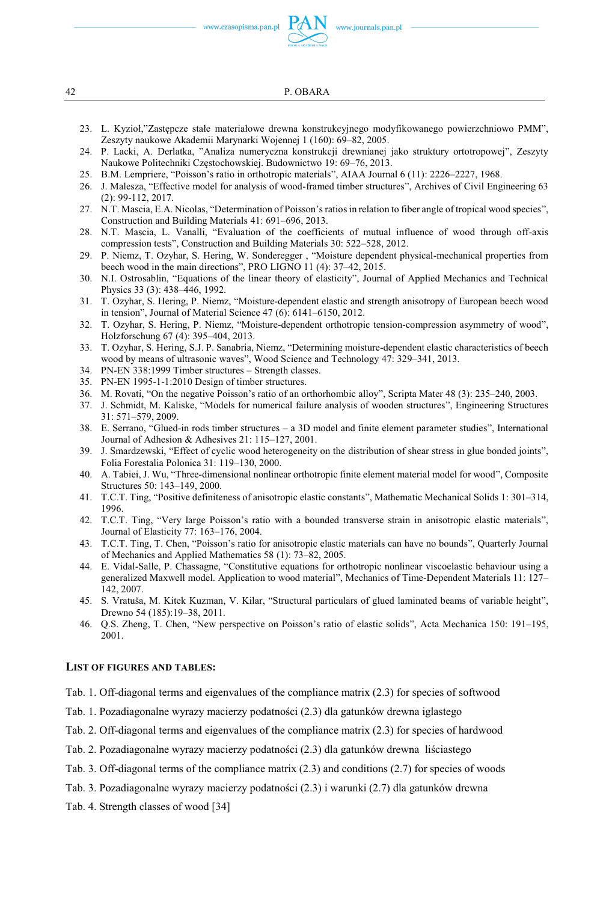23. L. Kyzioł,"Zastępcze stałe materiałowe drewna konstrukcyjnego modyfikowanego powierzchniowo PMM", Zeszyty naukowe Akademii Marynarki Wojennej 1 (160): 69–82, 2005.
24. P. Lacki, A. Derlatka, "Analiza numeryczna konstrukcji drewnianej jako struktury ortotropowej", Zeszyty Naukowe Politechniki Częstochowskiej. Budownictwo 19: 69–76, 2013.
25. B.M. Lempriere, "Poisson's ratio in orthotropic materials", AIAA Journal 6 (11): 2226–2227, 1968.
26. J. Malesza, "Effective model for analysis of wood-framed timber structures", Archives of Civil Engineering 63 (2): 99-112, 2017.
27. N.T. Mascia, E.A. Nicolas, "Determination of Poisson's ratios in relation to fiber angle of tropical wood species", Construction and Building Materials 41: 691–696, 2013.
28. N.T. Mascia, L. Vanalli, "Evaluation of the coefficients of mutual influence of wood through off-axis compression tests", Construction and Building Materials 30: 522–528, 2012.
29. P. Niemz, T. Ozyhar, S. Hering, W. Sonderegger , "Moisture dependent physical-mechanical properties from beech wood in the main directions", PRO LIGNO 11 (4): 37–42, 2015.
30. N.I. Ostrosablin, "Equations of the linear theory of elasticity", Journal of Applied Mechanics and Technical Physics 33 (3): 438–446, 1992.
31. T. Ozyhar, S. Hering, P. Niemz, "Moisture-dependent elastic and strength anisotropy of European beech wood in tension", Journal of Material Science 47 (6): 6141–6150, 2012.
32. T. Ozyhar, S. Hering, P. Niemz, "Moisture-dependent orthotropic tension-compression asymmetry of wood", Holzforschung 67 (4): 395–404, 2013.
33. T. Ozyhar, S. Hering, S.J. P. Sanabria, Niemz, "Determining moisture-dependent elastic characteristics of beech wood by means of ultrasonic waves", Wood Science and Technology 47: 329–341, 2013.
34. PN-EN 338:1999 Timber structures – Strength classes.
35. PN-EN 1995-1-1:2010 Design of timber structures.
36. M. Rovati, "On the negative Poisson's ratio of an orthorhombic alloy", Scripta Mater 48 (3): 235–240, 2003.
37. J. Schmidt, M. Kaliske, "Models for numerical failure analysis of wooden structures", Engineering Structures 31: 571–579, 2009.
38. E. Serrano, "Glued-in rods timber structures – a 3D model and finite element parameter studies", International Journal of Adhesion & Adhesives 21: 115–127, 2001.
39. J. Smardzewski, "Effect of cyclic wood heterogeneity on the distribution of shear stress in glue bonded joints", Folia Forestalia Polonica 31: 119–130, 2000.
40. A. Tabiei, J. Wu, "Three-dimensional nonlinear orthotropic finite element material model for wood", Composite Structures 50: 143–149, 2000.
41. T.C.T. Ting, "Positive definiteness of anisotropic elastic constants", Mathematic Mechanical Solids 1: 301–314, 1996.
42. T.C.T. Ting, "Very large Poisson's ratio with a bounded transverse strain in anisotropic elastic materials", Journal of Elasticity 77: 163–176, 2004.
43. T.C.T. Ting, T. Chen, "Poisson's ratio for anisotropic elastic materials can have no bounds", Quarterly Journal of Mechanics and Applied Mathematics 58 (1): 73–82, 2005.
44. E. Vidal-Salle, P. Chassagne, "Constitutive equations for orthotropic nonlinear viscoelastic behaviour using a generalized Maxwell model. Application to wood material", Mechanics of Time-Dependent Materials 11: 127–142, 2007.
45. S. Vratuša, M. Kitek Kuzman, V. Kilar, "Structural particulars of glued laminated beams of variable height", Drewno 54 (185):19–38, 2011.
46. Q.S. Zheng, T. Chen, "New perspective on Poisson's ratio of elastic solids", Acta Mechanica 150: 191–195, 2001.

## List of figures and tables:

Tab. 1. Off-diagonal terms and eigenvalues of the compliance matrix (2.3) for species of softwood

Tab. 1. Pozadiagonalne wyrazy macierzy podatności (2.3) dla gatunków drewna iglastego

Tab. 2. Off-diagonal terms and eigenvalues of the compliance matrix (2.3) for species of hardwood

Tab. 2. Pozadiagonalne wyrazy macierzy podatności (2.3) dla gatunków drewna liściastego

Tab. 3. Off-diagonal terms of the compliance matrix (2.3) and conditions (2.7) for species of woods

Tab. 3. Pozadiagonalne wyrazy macierzy podatności (2.3) i warunki (2.7) dla gatunków drewna

Tab. 4. Strength classes of wood [34]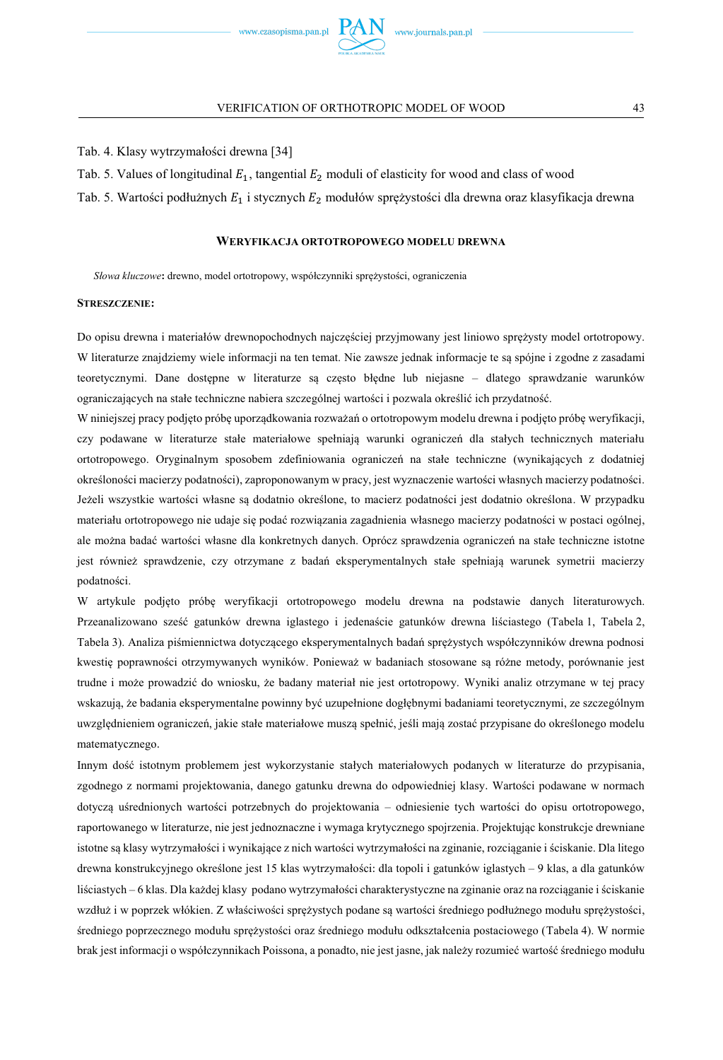Tab. 4. Klasy wytrzymałości drewna [34]

Tab. 5. Values of longitudinal $E_1$, tangential $E_2$ moduli of elasticity for wood and class of wood

Tab. 5. Wartości podłużnych $E_1$ i stycznych $E_2$ modułów sprężystości dla drewna oraz klasyfikacja drewna

## WERYFIKACJA ORTOTROPOWEGO MODELU DREWNA

*Słowa kluczowe*: drewno, model ortotropowy, współczynniki sprężystości, ograniczenia

### STRESZCZENIE:

Do opisu drewna i materiałów drewnopochodnych najczęściej przyjmowany jest liniowo sprężysty model ortotropowy. W literaturze znajdziemy wiele informacji na ten temat. Nie zawsze jednak informacje te są spójne i zgodne z zasadami teoretycznymi. Dane dostępne w literaturze są często błędne lub niejasne – dlatego sprawdzanie warunków ograniczających na stałe techniczne nabiera szczególnej wartości i pozwala określić ich przydatność.

W niniejszej pracy podjęto próbę uporządkowania rozważań o ortotropowym modelu drewna i podjęto próbę weryfikacji, czy podawane w literaturze stałe materiałowe spełniają warunki ograniczeń dla stałych technicznych materiału ortotropowego. Oryginalnym sposobem zdefiniowania ograniczeń na stałe techniczne (wynikających z dodatniej określoności macierzy podatności), zaproponowanym w pracy, jest wyznaczenie wartości własnych macierzy podatności. Jeżeli wszystkie wartości własne są dodatnio określone, to macierz podatności jest dodatnio określona. W przypadku materiału ortotropowego nie udaje się podać rozwiązania zagadnienia własnego macierzy podatności w postaci ogólnej, ale można badać wartości własne dla konkretnych danych. Oprócz sprawdzenia ograniczeń na stałe techniczne istotne jest również sprawdzenie, czy otrzymane z badań eksperymentalnych stałe spełniają warunek symetrii macierzy podatności.

W artykule podjęto próbę weryfikacji ortotropowego modelu drewna na podstawie danych literaturowych. Przeanalizowano sześć gatunków drewna iglastego i jedenaście gatunków drewna liściastego (Tabela 1, Tabela 2, Tabela 3). Analiza piśmiennictwa dotyczącego eksperymentalnych badań sprężystych współczynników drewna podnosi kwestię poprawności otrzymywanych wyników. Ponieważ w badaniach stosowane są różne metody, porównanie jest trudne i może prowadzić do wniosku, że badany materiał nie jest ortotropowy. Wyniki analiz otrzymane w tej pracy wskazują, że badania eksperymentalne powinny być uzupełnione dogłębnymi badaniami teoretycznymi, ze szczególnym uwzględnieniem ograniczeń, jakie stałe materiałowe muszą spełnić, jeśli mają zostać przypisane do określonego modelu matematycznego.

Innym dość istotnym problemem jest wykorzystanie stałych materiałowych podanych w literaturze do przypisania, zgodnego z normami projektowania, danego gatunku drewna do odpowiedniej klasy. Wartości podawane w normach dotyczą uśrednionych wartości potrzebnych do projektowania – odniesienie tych wartości do opisu ortotropowego, raportowanego w literaturze, nie jest jednoznaczne i wymaga krytycznego spojrzenia. Projektując konstrukcje drewniane istotne są klasy wytrzymałości i wynikające z nich wartości wytrzymałości na zginanie, rozciąganie i ściskanie. Dla litego drewna konstrukcyjnego określone jest 15 klas wytrzymałości: dla topoli i gatunków iglastych – 9 klas, a dla gatunków liściastych – 6 klas. Dla każdej klasy podano wytrzymałości charakterystyczne na zginanie oraz na rozciąganie i ściskanie wzdłuż i w poprzek włókien. Z właściwości sprężystych podane są wartości średniego podłużnego modułu sprężystości, średniego poprzecznego modułu sprężystości oraz średniego modułu odkształcenia postaciowego (Tabela 4). W normie brak jest informacji o współczynnikach Poissona, a ponadto, nie jest jasne, jak należy rozumieć wartość średniego modułu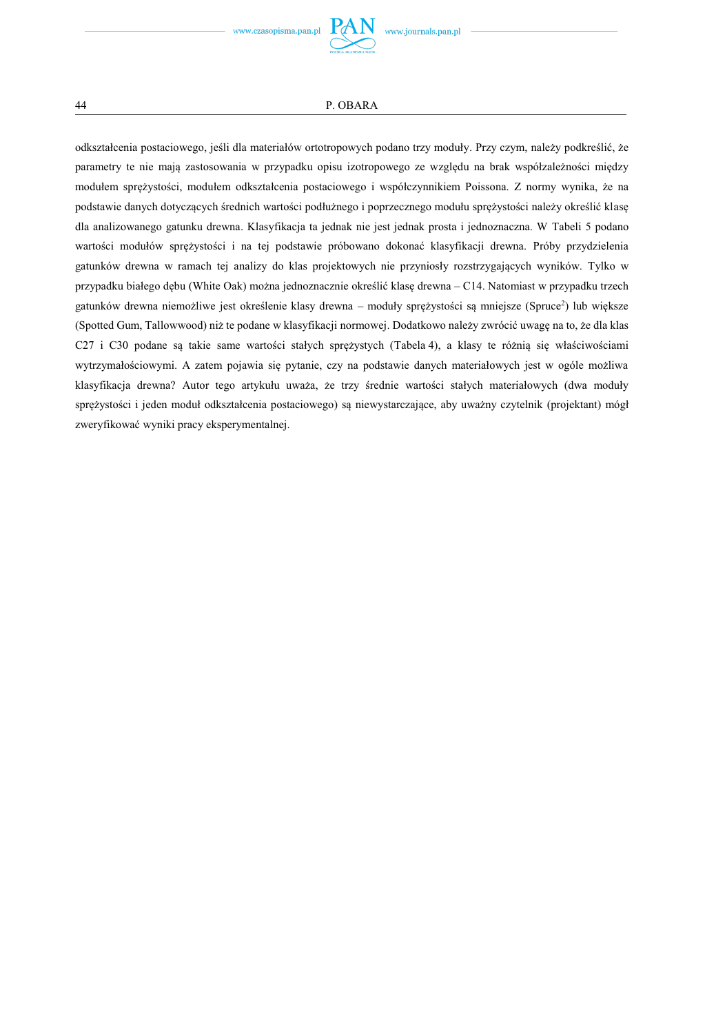odkształcenia postaciowego, jeśli dla materiałów ortotropowych podano trzy moduły. Przy czym, należy podkreślić, że parametry te nie mają zastosowania w przypadku opisu izotropowego ze względu na brak współzależności między modułem sprężystości, modułem odkształcenia postaciowego i współczynnikiem Poissona. Z normy wynika, że na podstawie danych dotyczących średnich wartości podłużnego i poprzecznego modułu sprężystości należy określić klasę dla analizowanego gatunku drewna. Klasyfikacja ta jednak nie jest jednak prosta i jednoznaczna. W Tabeli 5 podano wartości modułów sprężystości i na tej podstawie próbowano dokonać klasyfikacji drewna. Próby przydzielenia gatunków drewna w ramach tej analizy do klas projektowych nie przyniosły rozstrzygających wyników. Tylko w przypadku białego dębu (White Oak) można jednoznacznie określić klasę drewna – C14. Natomiast w przypadku trzech gatunków drewna niemożliwe jest określenie klasy drewna – moduły sprężystości są mniejsze (Spruce[2]) lub większe (Spotted Gum, Tallowwood) niż te podane w klasyfikacji normowej. Dodatkowo należy zwrócić uwagę na to, że dla klas C27 i C30 podane są takie same wartości stałych sprężystych (Tabela 4), a klasy te różnią się właściwościami wytrzymałościowymi. A zatem pojawia się pytanie, czy na podstawie danych materiałowych jest w ogóle możliwa klasyfikacja drewna? Autor tego artykułu uważa, że trzy średnie wartości stałych materiałowych (dwa moduły sprężystości i jeden moduł odkształcenia postaciowego) są niewystarczające, aby uważny czytelnik (projektant) mógł zweryfikować wyniki pracy eksperymentalnej.